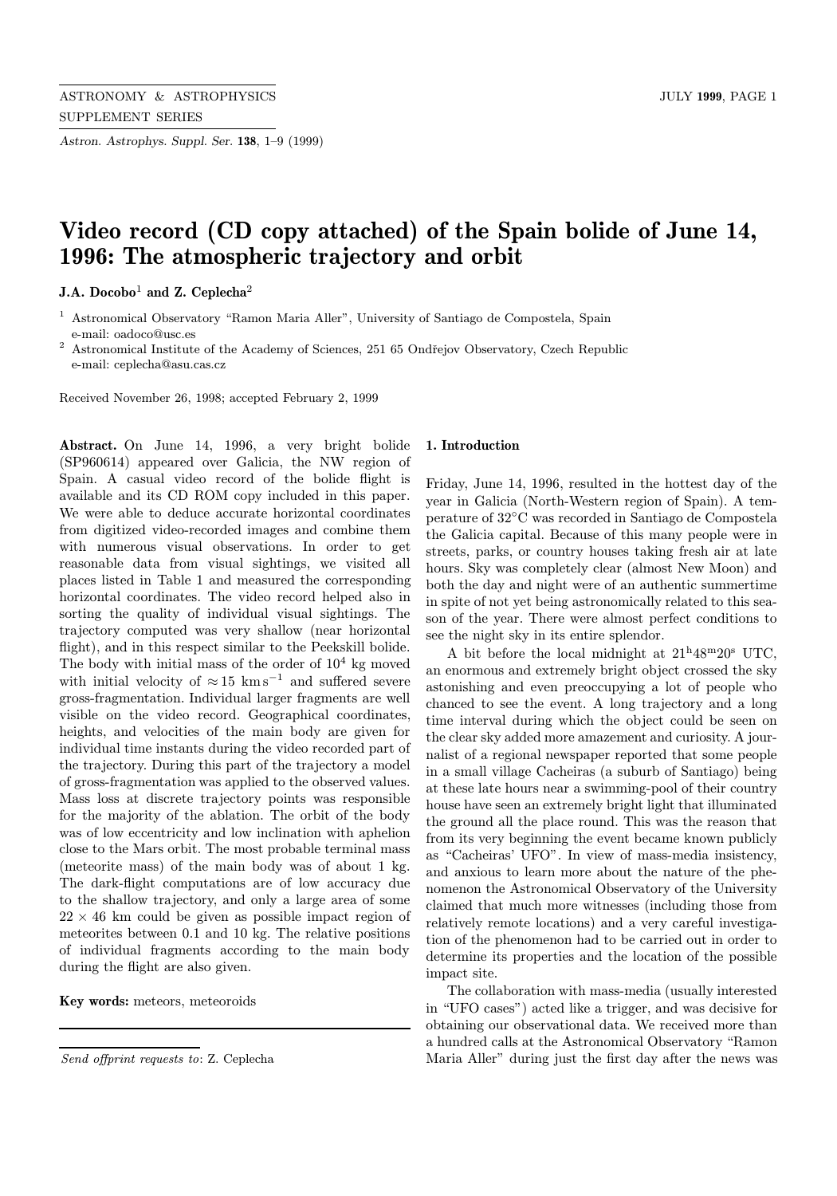# Video record (CD copy attached) of the Spain bolide of June 14, 1996: The atmospheric trajectory and orbit

**J.A. Docobo**[1] **and Z. Ceplecha**[2]

[1] Astronomical Observatory "Ramon Maria Aller", University of Santiago de Compostela, Spain
e-mail: oadoco@usc.es

[2] Astronomical Institute of the Academy of Sciences, 251 65 Ondřejov Observatory, Czech Republic
e-mail: ceplecha@asu.cas.cz

Received November 26, 1998; accepted February 2, 1999

**Abstract.** On June 14, 1996, a very bright bolide (SP960614) appeared over Galicia, the NW region of Spain. A casual video record of the bolide flight is available and its CD ROM copy included in this paper. We were able to deduce accurate horizontal coordinates from digitized video-recorded images and combine them with numerous visual observations. In order to get reasonable data from visual sightings, we visited all places listed in Table 1 and measured the corresponding horizontal coordinates. The video record helped also in sorting the quality of individual visual sightings. The trajectory computed was very shallow (near horizontal flight), and in this respect similar to the Peekskill bolide. The body with initial mass of the order of $10^4$ kg moved with initial velocity of $\approx 15$ km s$^{-1}$ and suffered severe gross-fragmentation. Individual larger fragments are well visible on the video record. Geographical coordinates, heights, and velocities of the main body are given for individual time instants during the video recorded part of the trajectory. During this part of the trajectory a model of gross-fragmentation was applied to the observed values. Mass loss at discrete trajectory points was responsible for the majority of the ablation. The orbit of the body was of low eccentricity and low inclination with aphelion close to the Mars orbit. The most probable terminal mass (meteorite mass) of the main body was of about 1 kg. The dark-flight computations are of low accuracy due to the shallow trajectory, and only a large area of some $22 \times 46$ km could be given as possible impact region of meteorites between 0.1 and 10 kg. The relative positions of individual fragments according to the main body during the flight are also given.

**Key words:** meteors, meteoroids

*Send offprint requests to*: Z. Ceplecha

## 1. Introduction

Friday, June 14, 1996, resulted in the hottest day of the year in Galicia (North-Western region of Spain). A temperature of 32°C was recorded in Santiago de Compostela the Galicia capital. Because of this many people were in streets, parks, or country houses taking fresh air at late hours. Sky was completely clear (almost New Moon) and both the day and night were of an authentic summertime in spite of not yet being astronomically related to this season of the year. There were almost perfect conditions to see the night sky in its entire splendor.

A bit before the local midnight at $21^{\rm h}48^{\rm m}20^{\rm s}$ UTC, an enormous and extremely bright object crossed the sky astonishing and even preoccupying a lot of people who chanced to see the event. A long trajectory and a long time interval during which the object could be seen on the clear sky added more amazement and curiosity. A journalist of a regional newspaper reported that some people in a small village Cacheiras (a suburb of Santiago) being at these late hours near a swimming-pool of their country house have seen an extremely bright light that illuminated the ground all the place round. This was the reason that from its very beginning the event became known publicly as "Cacheiras' UFO". In view of mass-media insistency, and anxious to learn more about the nature of the phenomenon the Astronomical Observatory of the University claimed that much more witnesses (including those from relatively remote locations) and a very careful investigation of the phenomenon had to be carried out in order to determine its properties and the location of the possible impact site.

The collaboration with mass-media (usually interested in "UFO cases") acted like a trigger, and was decisive for obtaining our observational data. We received more than a hundred calls at the Astronomical Observatory "Ramon Maria Aller" during just the first day after the news was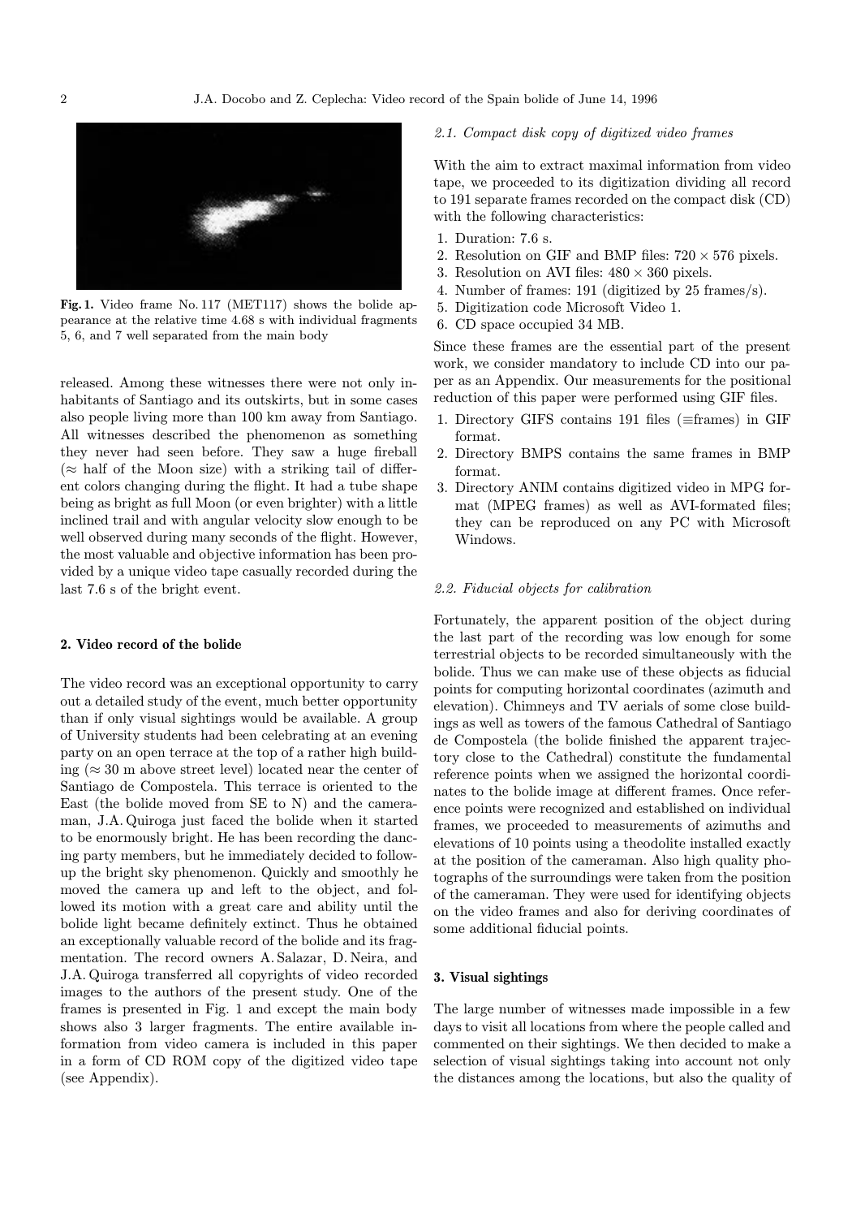Fig. 1. Video frame No. 117 (MET117) shows the bolide appearance at the relative time 4.68 s with individual fragments 5, 6, and 7 well separated from the main body

released. Among these witnesses there were not only inhabitants of Santiago and its outskirts, but in some cases also people living more than 100 km away from Santiago. All witnesses described the phenomenon as something they never had seen before. They saw a huge fireball ($\approx$ half of the Moon size) with a striking tail of different colors changing during the flight. It had a tube shape being as bright as full Moon (or even brighter) with a little inclined trail and with angular velocity slow enough to be well observed during many seconds of the flight. However, the most valuable and objective information has been provided by a unique video tape casually recorded during the last 7.6 s of the bright event.

## 2. Video record of the bolide

The video record was an exceptional opportunity to carry out a detailed study of the event, much better opportunity than if only visual sightings would be available. A group of University students had been celebrating at an evening party on an open terrace at the top of a rather high building ($\approx 30$ m above street level) located near the center of Santiago de Compostela. This terrace is oriented to the East (the bolide moved from SE to N) and the cameraman, J.A. Quiroga just faced the bolide when it started to be enormously bright. He has been recording the dancing party members, but he immediately decided to follow-up the bright sky phenomenon. Quickly and smoothly he moved the camera up and left to the object, and followed its motion with a great care and ability until the bolide light became definitely extinct. Thus he obtained an exceptionally valuable record of the bolide and its fragmentation. The record owners A. Salazar, D. Neira, and J.A. Quiroga transferred all copyrights of video recorded images to the authors of the present study. One of the frames is presented in Fig. 1 and except the main body shows also 3 larger fragments. The entire available information from video camera is included in this paper in a form of CD ROM copy of the digitized video tape (see Appendix).

### 2.1. Compact disk copy of digitized video frames

With the aim to extract maximal information from video tape, we proceeded to its digitization dividing all record to 191 separate frames recorded on the compact disk (CD) with the following characteristics:

1. Duration: 7.6 s.
2. Resolution on GIF and BMP files: $720 \times 576$ pixels.
3. Resolution on AVI files: $480 \times 360$ pixels.
4. Number of frames: 191 (digitized by 25 frames/s).
5. Digitization code Microsoft Video 1.
6. CD space occupied 34 MB.

Since these frames are the essential part of the present work, we consider mandatory to include CD into our paper as an Appendix. Our measurements for the positional reduction of this paper were performed using GIF files.

1. Directory GIFS contains 191 files ($\equiv$frames) in GIF format.
2. Directory BMPS contains the same frames in BMP format.
3. Directory ANIM contains digitized video in MPG format (MPEG frames) as well as AVI-formated files; they can be reproduced on any PC with Microsoft Windows.

### 2.2. Fiducial objects for calibration

Fortunately, the apparent position of the object during the last part of the recording was low enough for some terrestrial objects to be recorded simultaneously with the bolide. Thus we can make use of these objects as fiducial points for computing horizontal coordinates (azimuth and elevation). Chimneys and TV aerials of some close buildings as well as towers of the famous Cathedral of Santiago de Compostela (the bolide finished the apparent trajectory close to the Cathedral) constitute the fundamental reference points when we assigned the horizontal coordinates to the bolide image at different frames. Once reference points were recognized and established on individual frames, we proceeded to measurements of azimuths and elevations of 10 points using a theodolite installed exactly at the position of the cameraman. Also high quality photographs of the surroundings were taken from the position of the cameraman. They were used for identifying objects on the video frames and also for deriving coordinates of some additional fiducial points.

## 3. Visual sightings

The large number of witnesses made impossible in a few days to visit all locations from where the people called and commented on their sightings. We then decided to make a selection of visual sightings taking into account not only the distances among the locations, but also the quality of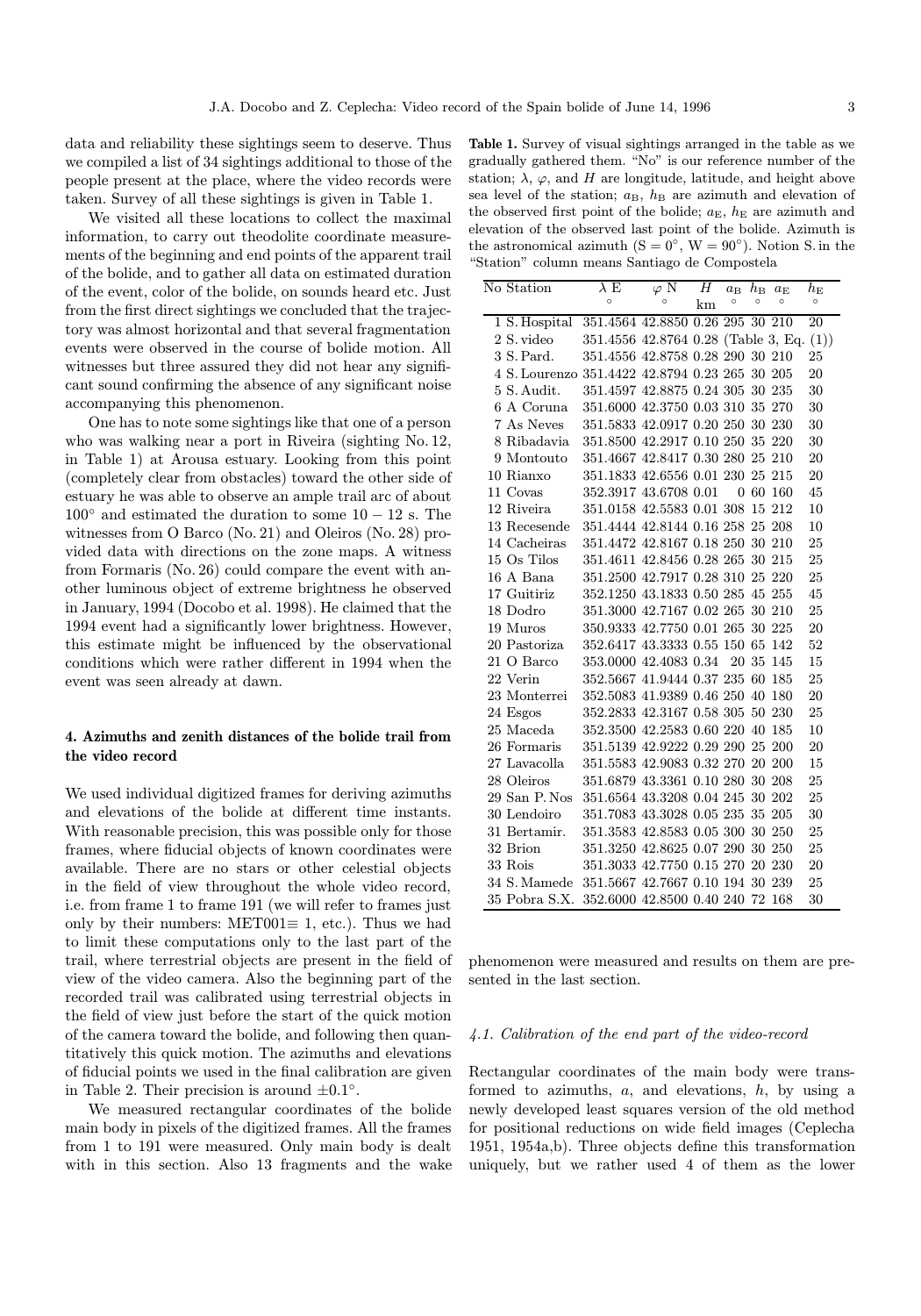data and reliability these sightings seem to deserve. Thus we compiled a list of 34 sightings additional to those of the people present at the place, where the video records were taken. Survey of all these sightings is given in Table 1.

We visited all these locations to collect the maximal information, to carry out theodolite coordinate measurements of the beginning and end points of the apparent trail of the bolide, and to gather all data on estimated duration of the event, color of the bolide, on sounds heard etc. Just from the first direct sightings we concluded that the trajectory was almost horizontal and that several fragmentation events were observed in the course of bolide motion. All witnesses but three assured they did not hear any significant sound confirming the absence of any significant noise accompanying this phenomenon.

One has to note some sightings like that one of a person who was walking near a port in Riveira (sighting No. 12, in Table 1) at Arousa estuary. Looking from this point (completely clear from obstacles) toward the other side of estuary he was able to observe an ample trail arc of about $100^\circ$ and estimated the duration to some $10-12$ s. The witnesses from O Barco (No. 21) and Oleiros (No. 28) provided data with directions on the zone maps. A witness from Formaris (No. 26) could compare the event with another luminous object of extreme brightness he observed in January, 1994 (Docobo et al. 1998). He claimed that the 1994 event had a significantly lower brightness. However, this estimate might be influenced by the observational conditions which were rather different in 1994 when the event was seen already at dawn.

**Table 1.** Survey of visual sightings arranged in the table as we gradually gathered them. "No" is our reference number of the station; $\lambda$, $\varphi$, and $H$ are longitude, latitude, and height above sea level of the station; $a_{\rm B}$, $h_{\rm B}$ are azimuth and elevation of the observed first point of the bolide; $a_{\rm E}$, $h_{\rm E}$ are azimuth and elevation of the observed last point of the bolide. Azimuth is the astronomical azimuth (S $= 0^\circ$, W $= 90^\circ$). Notion S. in the "Station" column means Santiago de Compostela

| No | Station | $\lambda$ E ° | $\varphi$ N ° | $H$ km | $a_{\rm B}$ ° | $h_{\rm B}$ ° | $a_{\rm E}$ ° | $h_{\rm E}$ ° |
|---|---|---|---|---|---|---|---|---|
| 1 | S. Hospital | 351.4564 | 42.8850 | 0.26 | 295 | 30 | 210 | 20 |
| 2 | S. video | 351.4556 | 42.8764 | 0.28 | (Table 3, Eq. (1)) | | | |
| 3 | S. Pard. | 351.4556 | 42.8758 | 0.28 | 290 | 30 | 210 | 25 |
| 4 | S. Lourenzo | 351.4422 | 42.8794 | 0.23 | 265 | 30 | 205 | 20 |
| 5 | S. Audit. | 351.4597 | 42.8875 | 0.24 | 305 | 30 | 235 | 30 |
| 6 | A Coruna | 351.6000 | 42.3750 | 0.03 | 310 | 35 | 270 | 30 |
| 7 | As Neves | 351.5833 | 42.0917 | 0.20 | 250 | 30 | 230 | 30 |
| 8 | Ribadavia | 351.8500 | 42.2917 | 0.10 | 250 | 35 | 220 | 30 |
| 9 | Montouto | 351.4667 | 42.8417 | 0.30 | 280 | 25 | 210 | 20 |
| 10 | Rianxo | 351.1833 | 42.6556 | 0.01 | 230 | 25 | 215 | 20 |
| 11 | Covas | 352.3917 | 43.6708 | 0.01 | 0 | 60 | 160 | 45 |
| 12 | Riveira | 351.0158 | 42.5583 | 0.01 | 308 | 15 | 212 | 10 |
| 13 | Recesende | 351.4444 | 42.8144 | 0.16 | 258 | 25 | 208 | 10 |
| 14 | Cacheiras | 351.4472 | 42.8167 | 0.18 | 250 | 30 | 210 | 25 |
| 15 | Os Tilos | 351.4611 | 42.8456 | 0.28 | 265 | 30 | 215 | 25 |
| 16 | A Bana | 351.2500 | 42.7917 | 0.28 | 310 | 25 | 220 | 25 |
| 17 | Guitiriz | 352.1250 | 43.1833 | 0.50 | 285 | 45 | 255 | 45 |
| 18 | Dodro | 351.3000 | 42.7167 | 0.02 | 265 | 30 | 210 | 25 |
| 19 | Muros | 350.9333 | 42.7750 | 0.01 | 265 | 30 | 225 | 20 |
| 20 | Pastoriza | 352.6417 | 43.3333 | 0.55 | 150 | 65 | 142 | 52 |
| 21 | O Barco | 353.0000 | 42.4083 | 0.34 | 20 | 35 | 145 | 15 |
| 22 | Verin | 352.5667 | 41.9444 | 0.37 | 235 | 60 | 185 | 25 |
| 23 | Monterrei | 352.5083 | 41.9389 | 0.46 | 250 | 40 | 180 | 20 |
| 24 | Esgos | 352.2833 | 42.3167 | 0.58 | 305 | 50 | 230 | 25 |
| 25 | Maceda | 352.3500 | 42.2583 | 0.60 | 220 | 40 | 185 | 10 |
| 26 | Formaris | 351.5139 | 42.9222 | 0.29 | 290 | 25 | 200 | 20 |
| 27 | Lavacolla | 351.5583 | 42.9083 | 0.32 | 270 | 20 | 200 | 15 |
| 28 | Oleiros | 351.6879 | 43.3361 | 0.10 | 280 | 30 | 208 | 25 |
| 29 | San P. Nos | 351.6564 | 43.3208 | 0.04 | 245 | 30 | 202 | 25 |
| 30 | Lendoiro | 351.7083 | 43.3028 | 0.05 | 235 | 35 | 205 | 30 |
| 31 | Bertamir. | 351.3583 | 42.8583 | 0.05 | 300 | 30 | 250 | 25 |
| 32 | Brion | 351.3250 | 42.8625 | 0.07 | 290 | 30 | 250 | 25 |
| 33 | Rois | 351.3033 | 42.7750 | 0.15 | 270 | 20 | 230 | 20 |
| 34 | S. Mamede | 351.5667 | 42.7667 | 0.10 | 194 | 30 | 239 | 25 |
| 35 | Pobra S.X. | 352.6000 | 42.8500 | 0.40 | 240 | 72 | 168 | 30 |

## 4. Azimuths and zenith distances of the bolide trail from the video record

We used individual digitized frames for deriving azimuths and elevations of the bolide at different time instants. With reasonable precision, this was possible only for those frames, where fiducial objects of known coordinates were available. There are no stars or other celestial objects in the field of view throughout the whole video record, i.e. from frame 1 to frame 191 (we will refer to frames just only by their numbers: MET001$\equiv$ 1, etc.). Thus we had to limit these computations only to the last part of the trail, where terrestrial objects are present in the field of view of the video camera. Also the beginning part of the recorded trail was calibrated using terrestrial objects in the field of view just before the start of the quick motion of the camera toward the bolide, and following then quantitatively this quick motion. The azimuths and elevations of fiducial points we used in the final calibration are given in Table 2. Their precision is around $\pm 0.1^\circ$.

We measured rectangular coordinates of the bolide main body in pixels of the digitized frames. All the frames from 1 to 191 were measured. Only main body is dealt with in this section. Also 13 fragments and the wake phenomenon were measured and results on them are presented in the last section.

### 4.1. Calibration of the end part of the video-record

Rectangular coordinates of the main body were transformed to azimuths, $a$, and elevations, $h$, by using a newly developed least squares version of the old method for positional reductions on wide field images (Ceplecha 1951, 1954a,b). Three objects define this transformation uniquely, but we rather used 4 of them as the lower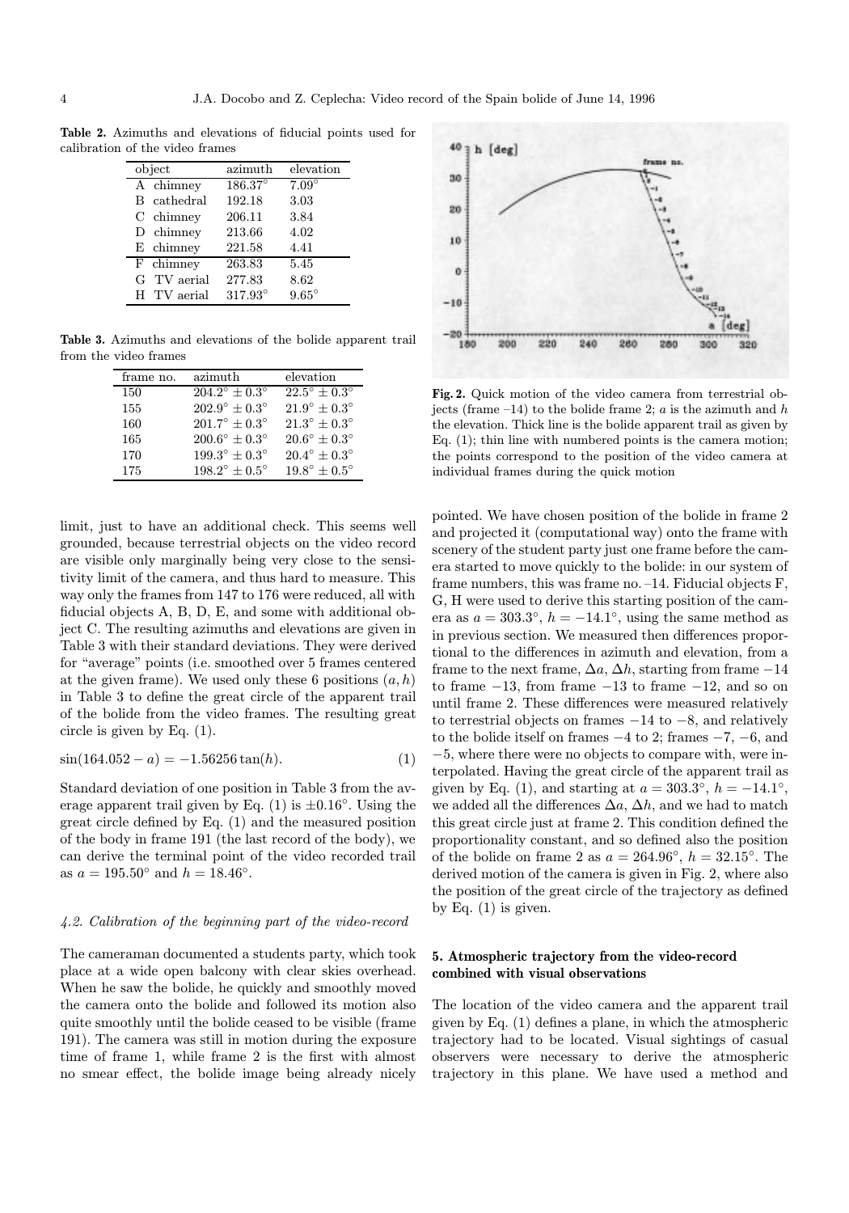**Table 2.** Azimuths and elevations of fiducial points used for calibration of the video frames

| object | azimuth | elevation |
|---|---|---|
| A chimney | $186.37^\circ$ | $7.09^\circ$ |
| B cathedral | 192.18 | 3.03 |
| C chimney | 206.11 | 3.84 |
| D chimney | 213.66 | 4.02 |
| E chimney | 221.58 | 4.41 |
| F chimney | 263.83 | 5.45 |
| G TV aerial | 277.83 | 8.62 |
| H TV aerial | $317.93^\circ$ | $9.65^\circ$ |

**Table 3.** Azimuths and elevations of the bolide apparent trail from the video frames

| frame no. | azimuth | elevation |
|---|---|---|
| 150 | $204.2^\circ \pm 0.3^\circ$ | $22.5^\circ \pm 0.3^\circ$ |
| 155 | $202.9^\circ \pm 0.3^\circ$ | $21.9^\circ \pm 0.3^\circ$ |
| 160 | $201.7^\circ \pm 0.3^\circ$ | $21.3^\circ \pm 0.3^\circ$ |
| 165 | $200.6^\circ \pm 0.3^\circ$ | $20.6^\circ \pm 0.3^\circ$ |
| 170 | $199.3^\circ \pm 0.3^\circ$ | $20.4^\circ \pm 0.3^\circ$ |
| 175 | $198.2^\circ \pm 0.5^\circ$ | $19.8^\circ \pm 0.5^\circ$ |

limit, just to have an additional check. This seems well grounded, because terrestrial objects on the video record are visible only marginally being very close to the sensitivity limit of the camera, and thus hard to measure. This way only the frames from 147 to 176 were reduced, all with fiducial objects A, B, D, E, and some with additional object C. The resulting azimuths and elevations are given in Table 3 with their standard deviations. They were derived for "average" points (i.e. smoothed over 5 frames centered at the given frame). We used only these 6 positions $(a, h)$ in Table 3 to define the great circle of the apparent trail of the bolide from the video frames. The resulting great circle is given by Eq. (1).

$$\sin(164.052 - a) = -1.56256 \tan(h). \quad (1)$$

Standard deviation of one position in Table 3 from the average apparent trail given by Eq. (1) is $\pm 0.16^\circ$. Using the great circle defined by Eq. (1) and the measured position of the body in frame 191 (the last record of the body), we can derive the terminal point of the video recorded trail as $a = 195.50^\circ$ and $h = 18.46^\circ$.

#### 4.2. Calibration of the beginning part of the video-record

The cameraman documented a students party, which took place at a wide open balcony with clear skies overhead. When he saw the bolide, he quickly and smoothly moved the camera onto the bolide and followed its motion also quite smoothly until the bolide ceased to be visible (frame 191). The camera was still in motion during the exposure time of frame 1, while frame 2 is the first with almost no smear effect, the bolide image being already nicely pointed. We have chosen position of the bolide in frame 2 and projected it (computational way) onto the frame with scenery of the student party just one frame before the camera started to move quickly to the bolide: in our system of frame numbers, this was frame no. –14. Fiducial objects F, G, H were used to derive this starting position of the camera as $a = 303.3^\circ$, $h = -14.1^\circ$, using the same method as in previous section. We measured then differences proportional to the differences in azimuth and elevation, from a frame to the next frame, $\Delta a$, $\Delta h$, starting from frame $-14$ to frame $-13$, from frame $-13$ to frame $-12$, and so on until frame 2. These differences were measured relatively to terrestrial objects on frames $-14$ to $-8$, and relatively to the bolide itself on frames $-4$ to 2; frames $-7$, $-6$, and $-5$, where there were no objects to compare with, were interpolated. Having the great circle of the apparent trail as given by Eq. (1), and starting at $a = 303.3^\circ$, $h = -14.1^\circ$, we added all the differences $\Delta a$, $\Delta h$, and we had to match this great circle just at frame 2. This condition defined the proportionality constant, and so defined also the position of the bolide on frame 2 as $a = 264.96^\circ$, $h = 32.15^\circ$. The derived motion of the camera is given in Fig. 2, where also the position of the great circle of the trajectory as defined by Eq. (1) is given.

**Fig. 2.** Quick motion of the video camera from terrestrial objects (frame –14) to the bolide frame 2; $a$ is the azimuth and $h$ the elevation. Thick line is the bolide apparent trail as given by Eq. (1); thin line with numbered points is the camera motion; the points correspond to the position of the video camera at individual frames during the quick motion

## 5. Atmospheric trajectory from the video-record combined with visual observations

The location of the video camera and the apparent trail given by Eq. (1) defines a plane, in which the atmospheric trajectory had to be located. Visual sightings of casual observers were necessary to derive the atmospheric trajectory in this plane. We have used a method and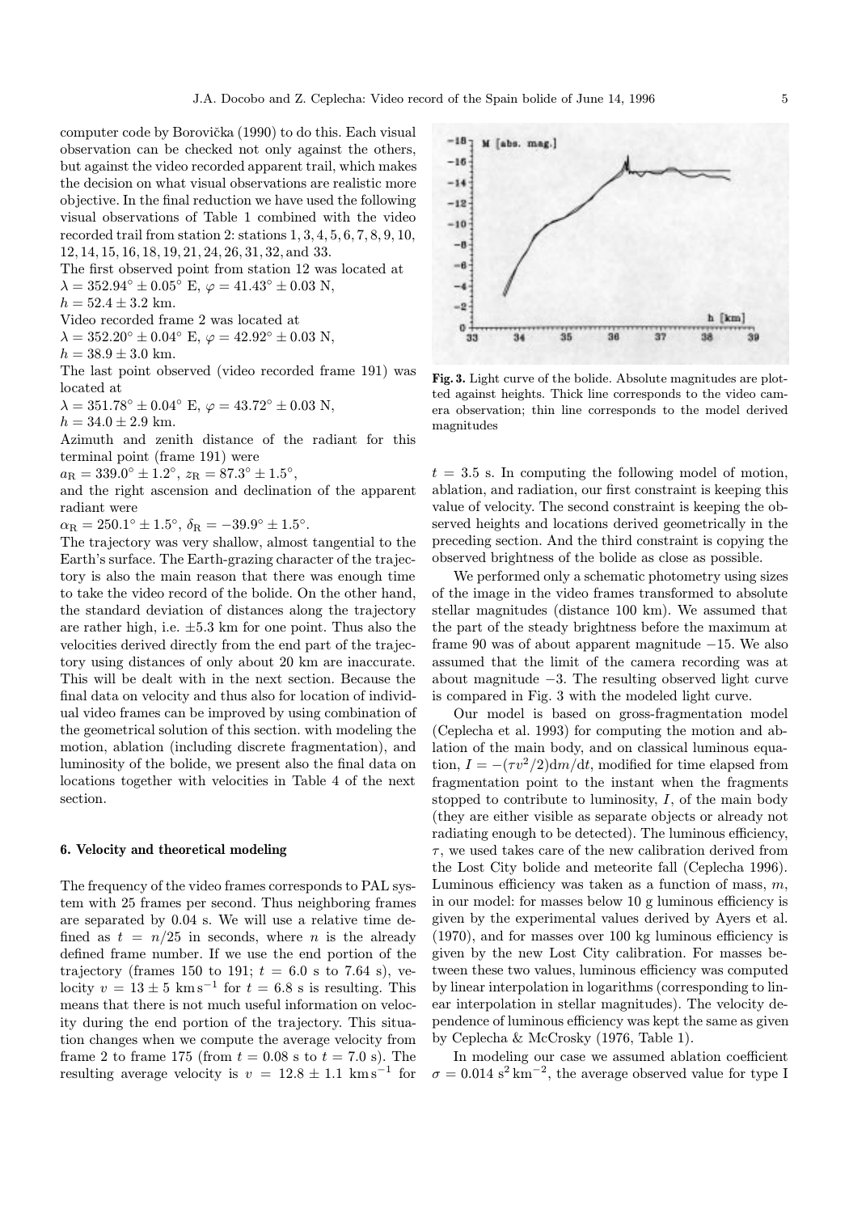computer code by Borovička (1990) to do this. Each visual observation can be checked not only against the others, but against the video recorded apparent trail, which makes the decision on what visual observations are realistic more objective. In the final reduction we have used the following visual observations of Table 1 combined with the video recorded trail from station 2: stations 1, 3, 4, 5, 6, 7, 8, 9, 10, 12, 14, 15, 16, 18, 19, 21, 24, 26, 31, 32, and 33.

The first observed point from station 12 was located at
$\lambda = 352.94^\circ \pm 0.05^\circ$ E, $\varphi = 41.43^\circ \pm 0.03$ N,
$h = 52.4 \pm 3.2$ km.

Video recorded frame 2 was located at
$\lambda = 352.20^\circ \pm 0.04^\circ$ E, $\varphi = 42.92^\circ \pm 0.03$ N,
$h = 38.9 \pm 3.0$ km.

The last point observed (video recorded frame 191) was located at
$\lambda = 351.78^\circ \pm 0.04^\circ$ E, $\varphi = 43.72^\circ \pm 0.03$ N,
$h = 34.0 \pm 2.9$ km.

Azimuth and zenith distance of the radiant for this terminal point (frame 191) were
$a_\mathrm{R} = 339.0^\circ \pm 1.2^\circ$, $z_\mathrm{R} = 87.3^\circ \pm 1.5^\circ$,
and the right ascension and declination of the apparent radiant were
$\alpha_\mathrm{R} = 250.1^\circ \pm 1.5^\circ$, $\delta_\mathrm{R} = -39.9^\circ \pm 1.5^\circ$.

The trajectory was very shallow, almost tangential to the Earth's surface. The Earth-grazing character of the trajectory is also the main reason that there was enough time to take the video record of the bolide. On the other hand, the standard deviation of distances along the trajectory are rather high, i.e. $\pm 5.3$ km for one point. Thus also the velocities derived directly from the end part of the trajectory using distances of only about 20 km are inaccurate. This will be dealt with in the next section. Because the final data on velocity and thus also for location of individual video frames can be improved by using combination of the geometrical solution of this section. with modeling the motion, ablation (including discrete fragmentation), and luminosity of the bolide, we present also the final data on locations together with velocities in Table 4 of the next section.

## 6. Velocity and theoretical modeling

The frequency of the video frames corresponds to PAL system with 25 frames per second. Thus neighboring frames are separated by 0.04 s. We will use a relative time defined as $t = n/25$ in seconds, where $n$ is the already defined frame number. If we use the end portion of the trajectory (frames 150 to 191; $t = 6.0$ s to 7.64 s), velocity $v = 13 \pm 5$ km s$^{-1}$ for $t = 6.8$ s is resulting. This means that there is not much useful information on velocity during the end portion of the trajectory. This situation changes when we compute the average velocity from frame 2 to frame 175 (from $t = 0.08$ s to $t = 7.0$ s). The resulting average velocity is $v = 12.8 \pm 1.1$ km s$^{-1}$ for $t = 3.5$ s. In computing the following model of motion, ablation, and radiation, our first constraint is keeping this value of velocity. The second constraint is keeping the observed heights and locations derived geometrically in the preceding section. And the third constraint is copying the observed brightness of the bolide as close as possible.

**Fig. 3.** Light curve of the bolide. Absolute magnitudes are plotted against heights. Thick line corresponds to the video camera observation; thin line corresponds to the model derived magnitudes

We performed only a schematic photometry using sizes of the image in the video frames transformed to absolute stellar magnitudes (distance 100 km). We assumed that the part of the steady brightness before the maximum at frame 90 was of about apparent magnitude $-15$. We also assumed that the limit of the camera recording was at about magnitude $-3$. The resulting observed light curve is compared in Fig. 3 with the modeled light curve.

Our model is based on gross-fragmentation model (Ceplecha et al. 1993) for computing the motion and ablation of the main body, and on classical luminous equation, $I = -(\tau v^2/2)\mathrm{d}m/\mathrm{d}t$, modified for time elapsed from fragmentation point to the instant when the fragments stopped to contribute to luminosity, $I$, of the main body (they are either visible as separate objects or already not radiating enough to be detected). The luminous efficiency, $\tau$, we used takes care of the new calibration derived from the Lost City bolide and meteorite fall (Ceplecha 1996). Luminous efficiency was taken as a function of mass, $m$, in our model: for masses below 10 g luminous efficiency is given by the experimental values derived by Ayers et al. (1970), and for masses over 100 kg luminous efficiency is given by the new Lost City calibration. For masses between these two values, luminous efficiency was computed by linear interpolation in logarithms (corresponding to linear interpolation in stellar magnitudes). The velocity dependence of luminous efficiency was kept the same as given by Ceplecha & McCrosky (1976, Table 1).

In modeling our case we assumed ablation coefficient $\sigma = 0.014$ s$^2$ km$^{-2}$, the average observed value for type I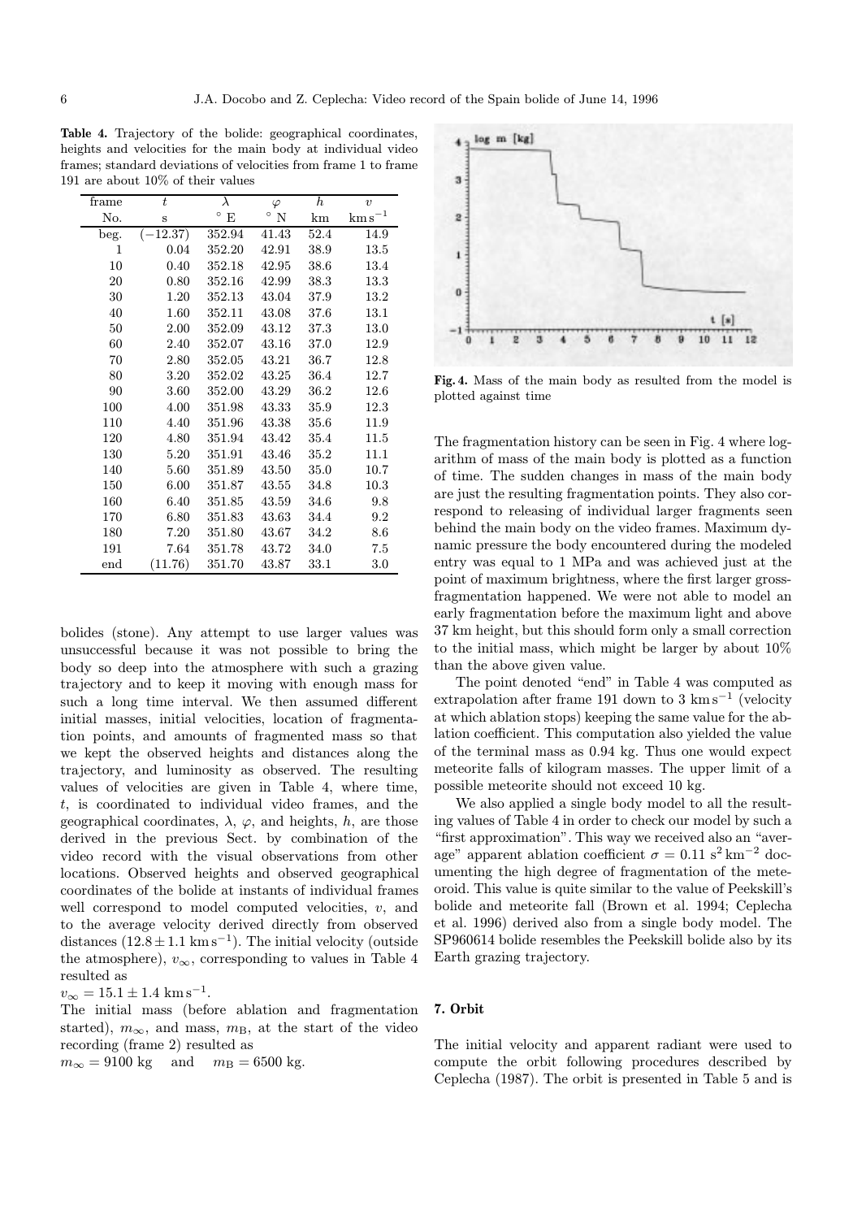**Table 4.** Trajectory of the bolide: geographical coordinates, heights and velocities for the main body at individual video frames; standard deviations of velocities from frame 1 to frame 191 are about 10% of their values

| frame | $t$ | $\lambda$ | $\varphi$ | $h$ | $v$ |
|---|---|---|---|---|---|
| No. | s | ° E | ° N | km | km s$^{-1}$ |
| beg. | (−12.37) | 352.94 | 41.43 | 52.4 | 14.9 |
| 1 | 0.04 | 352.20 | 42.91 | 38.9 | 13.5 |
| 10 | 0.40 | 352.18 | 42.95 | 38.6 | 13.4 |
| 20 | 0.80 | 352.16 | 42.99 | 38.3 | 13.3 |
| 30 | 1.20 | 352.13 | 43.04 | 37.9 | 13.2 |
| 40 | 1.60 | 352.11 | 43.08 | 37.6 | 13.1 |
| 50 | 2.00 | 352.09 | 43.12 | 37.3 | 13.0 |
| 60 | 2.40 | 352.07 | 43.16 | 37.0 | 12.9 |
| 70 | 2.80 | 352.05 | 43.21 | 36.7 | 12.8 |
| 80 | 3.20 | 352.02 | 43.25 | 36.4 | 12.7 |
| 90 | 3.60 | 352.00 | 43.29 | 36.2 | 12.6 |
| 100 | 4.00 | 351.98 | 43.33 | 35.9 | 12.3 |
| 110 | 4.40 | 351.96 | 43.38 | 35.6 | 11.9 |
| 120 | 4.80 | 351.94 | 43.42 | 35.4 | 11.5 |
| 130 | 5.20 | 351.91 | 43.46 | 35.2 | 11.1 |
| 140 | 5.60 | 351.89 | 43.50 | 35.0 | 10.7 |
| 150 | 6.00 | 351.87 | 43.55 | 34.8 | 10.3 |
| 160 | 6.40 | 351.85 | 43.59 | 34.6 | 9.8 |
| 170 | 6.80 | 351.83 | 43.63 | 34.4 | 9.2 |
| 180 | 7.20 | 351.80 | 43.67 | 34.2 | 8.6 |
| 191 | 7.64 | 351.78 | 43.72 | 34.0 | 7.5 |
| end | (11.76) | 351.70 | 43.87 | 33.1 | 3.0 |

bolides (stone). Any attempt to use larger values was unsuccessful because it was not possible to bring the body so deep into the atmosphere with such a grazing trajectory and to keep it moving with enough mass for such a long time interval. We then assumed different initial masses, initial velocities, location of fragmentation points, and amounts of fragmented mass so that we kept the observed heights and distances along the trajectory, and luminosity as observed. The resulting values of velocities are given in Table 4, where time, $t$, is coordinated to individual video frames, and the geographical coordinates, $\lambda$, $\varphi$, and heights, $h$, are those derived in the previous Sect. by combination of the video record with the visual observations from other locations. Observed heights and observed geographical coordinates of the bolide at instants of individual frames well correspond to model computed velocities, $v$, and to the average velocity derived directly from observed distances ($12.8 \pm 1.1$ km s$^{-1}$). The initial velocity (outside the atmosphere), $v_\infty$, corresponding to values in Table 4 resulted as

$v_\infty = 15.1 \pm 1.4$ km s$^{-1}$.

The initial mass (before ablation and fragmentation started), $m_\infty$, and mass, $m_B$, at the start of the video recording (frame 2) resulted as

$m_\infty = 9100$ kg and $m_B = 6500$ kg.

**Fig. 4.** Mass of the main body as resulted from the model is plotted against time

The fragmentation history can be seen in Fig. 4 where logarithm of mass of the main body is plotted as a function of time. The sudden changes in mass of the main body are just the resulting fragmentation points. They also correspond to releasing of individual larger fragments seen behind the main body on the video frames. Maximum dynamic pressure the body encountered during the modeled entry was equal to 1 MPa and was achieved just at the point of maximum brightness, where the first larger gross-fragmentation happened. We were not able to model an early fragmentation before the maximum light and above 37 km height, but this should form only a small correction to the initial mass, which might be larger by about 10% than the above given value.

The point denoted "end" in Table 4 was computed as extrapolation after frame 191 down to 3 km s$^{-1}$ (velocity at which ablation stops) keeping the same value for the ablation coefficient. This computation also yielded the value of the terminal mass as 0.94 kg. Thus one would expect meteorite falls of kilogram masses. The upper limit of a possible meteorite should not exceed 10 kg.

We also applied a single body model to all the resulting values of Table 4 in order to check our model by such a "first approximation". This way we received also an "average" apparent ablation coefficient $\sigma = 0.11$ s$^2$ km$^{-2}$ documenting the high degree of fragmentation of the meteoroid. This value is quite similar to the value of Peekskill's bolide and meteorite fall (Brown et al. 1994; Ceplecha et al. 1996) derived also from a single body model. The SP960614 bolide resembles the Peekskill bolide also by its Earth grazing trajectory.

## 7. Orbit

The initial velocity and apparent radiant were used to compute the orbit following procedures described by Ceplecha (1987). The orbit is presented in Table 5 and is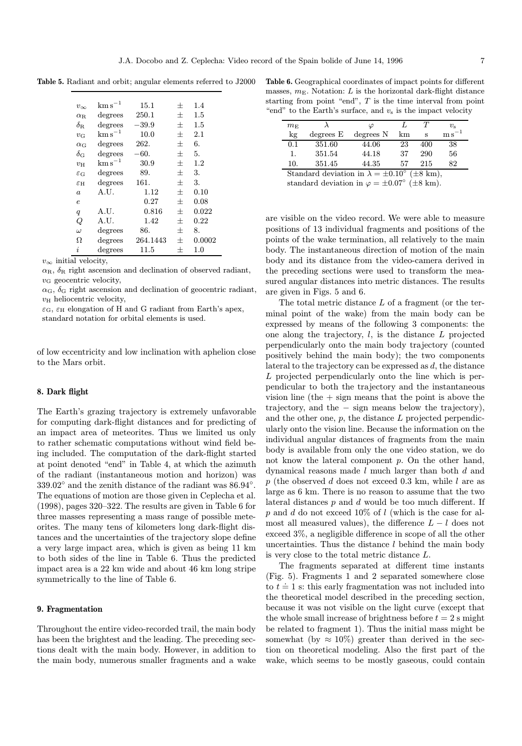**Table 5.** Radiant and orbit; angular elements referred to J2000

| | | | | |
|---|---|---|---|---|
| $v_\infty$ | km s$^{-1}$ | 15.1 | ± | 1.4 |
| $\alpha_R$ | degrees | 250.1 | ± | 1.5 |
| $\delta_R$ | degrees | −39.9 | ± | 1.5 |
| $v_G$ | km s$^{-1}$ | 10.0 | ± | 2.1 |
| $\alpha_G$ | degrees | 262. | ± | 6. |
| $\delta_G$ | degrees | −60. | ± | 5. |
| $v_H$ | km s$^{-1}$ | 30.9 | ± | 1.2 |
| $\varepsilon_G$ | degrees | 89. | ± | 3. |
| $\varepsilon_H$ | degrees | 161. | ± | 3. |
| $a$ | A.U. | 1.12 | ± | 0.10 |
| $e$ | | 0.27 | ± | 0.08 |
| $q$ | A.U. | 0.816 | ± | 0.022 |
| $Q$ | A.U. | 1.42 | ± | 0.22 |
| $\omega$ | degrees | 86. | ± | 8. |
| $\Omega$ | degrees | 264.1443 | ± | 0.0002 |
| $i$ | degrees | 11.5 | ± | 1.0 |

$v_\infty$ initial velocity,
$\alpha_R$, $\delta_R$ right ascension and declination of observed radiant,
$v_G$ geocentric velocity,
$\alpha_G$, $\delta_G$ right ascension and declination of geocentric radiant,
$v_H$ heliocentric velocity,
$\varepsilon_G$, $\varepsilon_H$ elongation of H and G radiant from Earth's apex,
standard notation for orbital elements is used.

of low eccentricity and low inclination with aphelion close to the Mars orbit.

## 8. Dark flight

The Earth's grazing trajectory is extremely unfavorable for computing dark-flight distances and for predicting of an impact area of meteorites. Thus we limited us only to rather schematic computations without wind field being included. The computation of the dark-flight started at point denoted "end" in Table 4, at which the azimuth of the radiant (instantaneous motion and horizon) was 339.02° and the zenith distance of the radiant was 86.94°. The equations of motion are those given in Ceplecha et al. (1998), pages 320–322. The results are given in Table 6 for three masses representing a mass range of possible meteorites. The many tens of kilometers long dark-flight distances and the uncertainties of the trajectory slope define a very large impact area, which is given as being 11 km to both sides of the line in Table 6. Thus the predicted impact area is a 22 km wide and about 46 km long stripe symmetrically to the line of Table 6.

## 9. Fragmentation

Throughout the entire video-recorded trail, the main body has been the brightest and the leading. The preceding sections dealt with the main body. However, in addition to the main body, numerous smaller fragments and a wake

**Table 6.** Geographical coordinates of impact points for different masses, $m_E$. Notation: $L$ is the horizontal dark-flight distance starting from point "end", $T$ is the time interval from point "end" to the Earth's surface, and $v_s$ is the impact velocity

| $m_E$ kg | $\lambda$ degrees E | $\varphi$ degrees N | $L$ km | $T$ s | $v_s$ m s$^{-1}$ |
|---|---|---|---|---|---|
| 0.1 | 351.60 | 44.06 | 23 | 400 | 38 |
| 1. | 351.54 | 44.18 | 37 | 290 | 56 |
| 10. | 351.45 | 44.35 | 57 | 215 | 82 |

Standard deviation in $\lambda = \pm 0.10°$ (±8 km),
standard deviation in $\varphi = \pm 0.07°$ (±8 km).

are visible on the video record. We were able to measure positions of 13 individual fragments and positions of the points of the wake termination, all relatively to the main body. The instantaneous direction of motion of the main body and its distance from the video-camera derived in the preceding sections were used to transform the measured angular distances into metric distances. The results are given in Figs. 5 and 6.

The total metric distance $L$ of a fragment (or the terminal point of the wake) from the main body can be expressed by means of the following 3 components: the one along the trajectory, $l$, is the distance $L$ projected perpendicularly onto the main body trajectory (counted positively behind the main body); the two components lateral to the trajectory can be expressed as $d$, the distance $L$ projected perpendicularly onto the line which is perpendicular to both the trajectory and the instantaneous vision line (the + sign means that the point is above the trajectory, and the − sign means below the trajectory), and the other one, $p$, the distance $L$ projected perpendicularly onto the vision line. Because the information on the individual angular distances of fragments from the main body is available from only the one video station, we do not know the lateral component $p$. On the other hand, dynamical reasons made $l$ much larger than both $d$ and $p$ (the observed $d$ does not exceed 0.3 km, while $l$ are as large as 6 km. There is no reason to assume that the two lateral distances $p$ and $d$ would be too much different. If $p$ and $d$ do not exceed 10% of $l$ (which is the case for almost all measured values), the difference $L - l$ does not exceed 3%, a negligible difference in scope of all the other uncertainties. Thus the distance $l$ behind the main body is very close to the total metric distance $L$.

The fragments separated at different time instants (Fig. 5). Fragments 1 and 2 separated somewhere close to $t \doteq 1$ s: this early fragmentation was not included into the theoretical model described in the preceding section, because it was not visible on the light curve (except that the whole small increase of brightness before $t = 2$ s might be related to fragment 1). Thus the initial mass might be somewhat (by ≈ 10%) greater than derived in the section on theoretical modeling. Also the first part of the wake, which seems to be mostly gaseous, could contain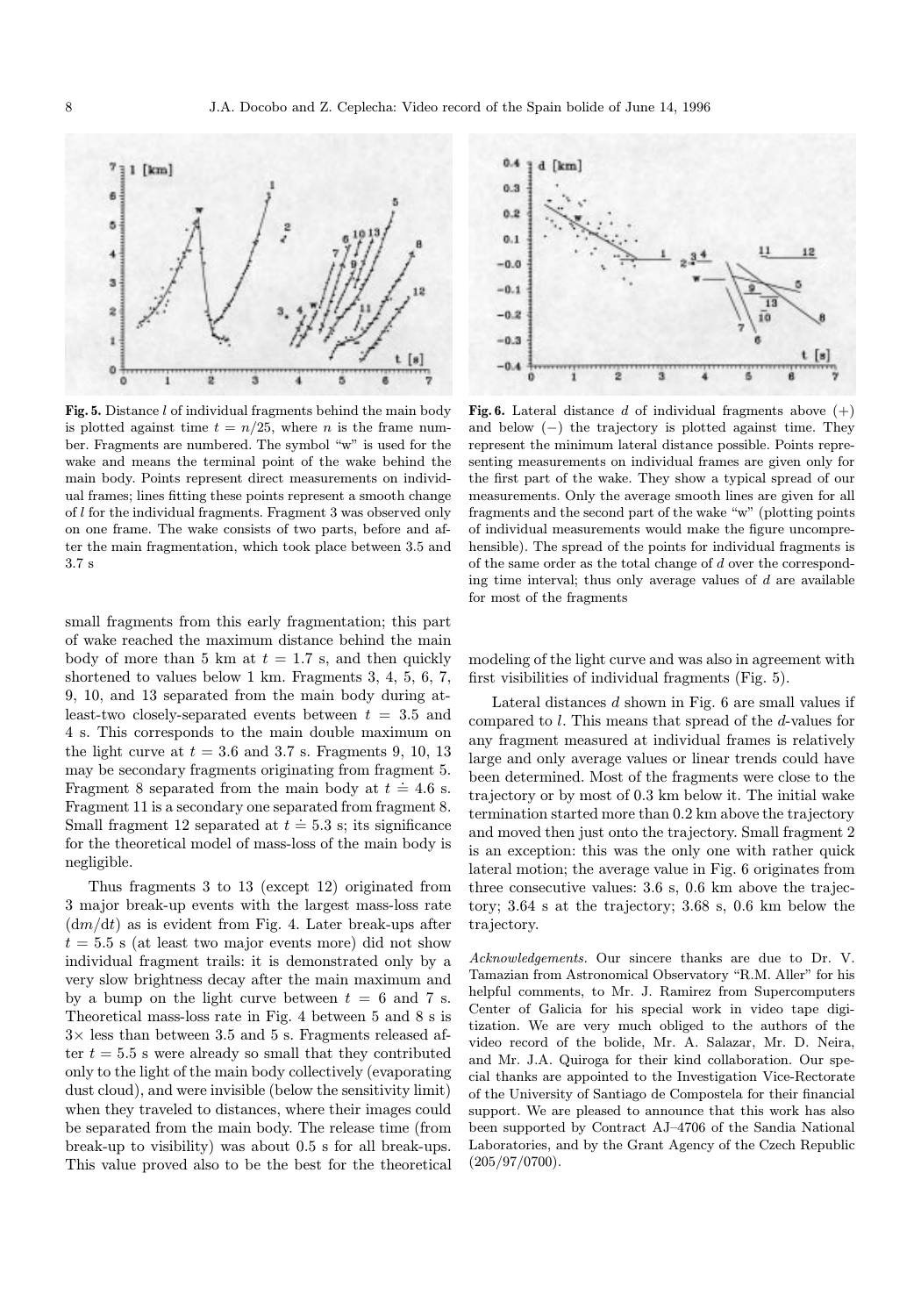**Fig. 5.** Distance $l$ of individual fragments behind the main body is plotted against time $t = n/25$, where $n$ is the frame number. Fragments are numbered. The symbol "w" is used for the wake and means the terminal point of the wake behind the main body. Points represent direct measurements on individual frames; lines fitting these points represent a smooth change of $l$ for the individual fragments. Fragment 3 was observed only on one frame. The wake consists of two parts, before and after the main fragmentation, which took place between 3.5 and 3.7 s

**Fig. 6.** Lateral distance $d$ of individual fragments above (+) and below (−) the trajectory is plotted against time. They represent the minimum lateral distance possible. Points representing measurements on individual frames are given only for the first part of the wake. They show a typical spread of our measurements. Only the average smooth lines are given for all fragments and the second part of the wake "w" (plotting points of individual measurements would make the figure uncomprehensible). The spread of the points for individual fragments is of the same order as the total change of $d$ over the corresponding time interval; thus only average values of $d$ are available for most of the fragments

small fragments from this early fragmentation; this part of wake reached the maximum distance behind the main body of more than 5 km at $t = 1.7$ s, and then quickly shortened to values below 1 km. Fragments 3, 4, 5, 6, 7, 9, 10, and 13 separated from the main body during at-least-two closely-separated events between $t = 3.5$ and 4 s. This corresponds to the main double maximum on the light curve at $t = 3.6$ and 3.7 s. Fragments 9, 10, 13 may be secondary fragments originating from fragment 5. Fragment 8 separated from the main body at $t \doteq 4.6$ s. Fragment 11 is a secondary one separated from fragment 8. Small fragment 12 separated at $t \doteq 5.3$ s; its significance for the theoretical model of mass-loss of the main body is negligible.

Thus fragments 3 to 13 (except 12) originated from 3 major break-up events with the largest mass-loss rate ($\mathrm{d}m/\mathrm{d}t$) as is evident from Fig. 4. Later break-ups after $t = 5.5$ s (at least two major events more) did not show individual fragment trails: it is demonstrated only by a very slow brightness decay after the main maximum and by a bump on the light curve between $t = 6$ and 7 s. Theoretical mass-loss rate in Fig. 4 between 5 and 8 s is 3× less than between 3.5 and 5 s. Fragments released after $t = 5.5$ s were already so small that they contributed only to the light of the main body collectively (evaporating dust cloud), and were invisible (below the sensitivity limit) when they traveled to distances, where their images could be separated from the main body. The release time (from break-up to visibility) was about 0.5 s for all break-ups. This value proved also to be the best for the theoretical modeling of the light curve and was also in agreement with first visibilities of individual fragments (Fig. 5).

Lateral distances $d$ shown in Fig. 6 are small values if compared to $l$. This means that spread of the $d$-values for any fragment measured at individual frames is relatively large and only average values or linear trends could have been determined. Most of the fragments were close to the trajectory or by most of 0.3 km below it. The initial wake termination started more than 0.2 km above the trajectory and moved then just onto the trajectory. Small fragment 2 is an exception: this was the only one with rather quick lateral motion; the average value in Fig. 6 originates from three consecutive values: 3.6 s, 0.6 km above the trajectory; 3.64 s at the trajectory; 3.68 s, 0.6 km below the trajectory.

*Acknowledgements.* Our sincere thanks are due to Dr. V. Tamazian from Astronomical Observatory "R.M. Aller" for his helpful comments, to Mr. J. Ramirez from Supercomputers Center of Galicia for his special work in video tape digitization. We are very much obliged to the authors of the video record of the bolide, Mr. A. Salazar, Mr. D. Neira, and Mr. J.A. Quiroga for their kind collaboration. Our special thanks are appointed to the Investigation Vice-Rectorate of the University of Santiago de Compostela for their financial support. We are pleased to announce that this work has also been supported by Contract AJ–4706 of the Sandia National Laboratories, and by the Grant Agency of the Czech Republic (205/97/0700).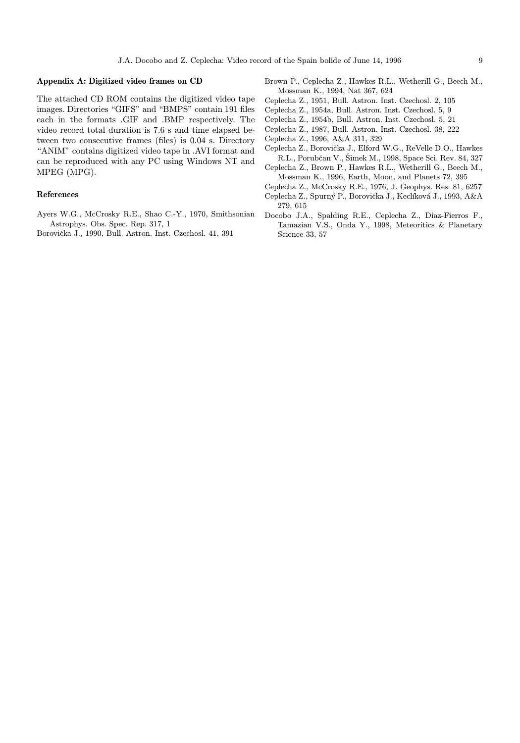## Appendix A: Digitized video frames on CD

The attached CD ROM contains the digitized video tape images. Directories "GIFS" and "BMPS" contain 191 files each in the formats .GIF and .BMP respectively. The video record total duration is 7.6 s and time elapsed between two consecutive frames (files) is 0.04 s. Directory "ANIM" contains digitized video tape in .AVI format and can be reproduced with any PC using Windows NT and MPEG (MPG).

## References

Ayers W.G., McCrosky R.E., Shao C.-Y., 1970, Smithsonian Astrophys. Obs. Spec. Rep. 317, 1

Borovička J., 1990, Bull. Astron. Inst. Czechosl. 41, 391

Brown P., Ceplecha Z., Hawkes R.L., Wetherill G., Beech M., Mossman K., 1994, Nat 367, 624

Ceplecha Z., 1951, Bull. Astron. Inst. Czechosl. 2, 105

Ceplecha Z., 1954a, Bull. Astron. Inst. Czechosl. 5, 9

Ceplecha Z., 1954b, Bull. Astron. Inst. Czechosl. 5, 21

Ceplecha Z., 1987, Bull. Astron. Inst. Czechosl. 38, 222

Ceplecha Z., 1996, A&A 311, 329

Ceplecha Z., Borovička J., Elford W.G., ReVelle D.O., Hawkes R.L., Porubčan V., Šimek M., 1998, Space Sci. Rev. 84, 327

Ceplecha Z., Brown P., Hawkes R.L., Wetherill G., Beech M., Mossman K., 1996, Earth, Moon, and Planets 72, 395

Ceplecha Z., McCrosky R.E., 1976, J. Geophys. Res. 81, 6257

Ceplecha Z., Spurný P., Borovička J., Keclíková J., 1993, A&A 279, 615

Docobo J.A., Spalding R.E., Ceplecha Z., Diaz-Fierros F., Tamazian V.S., Onda Y., 1998, Meteoritics & Planetary Science 33, 57